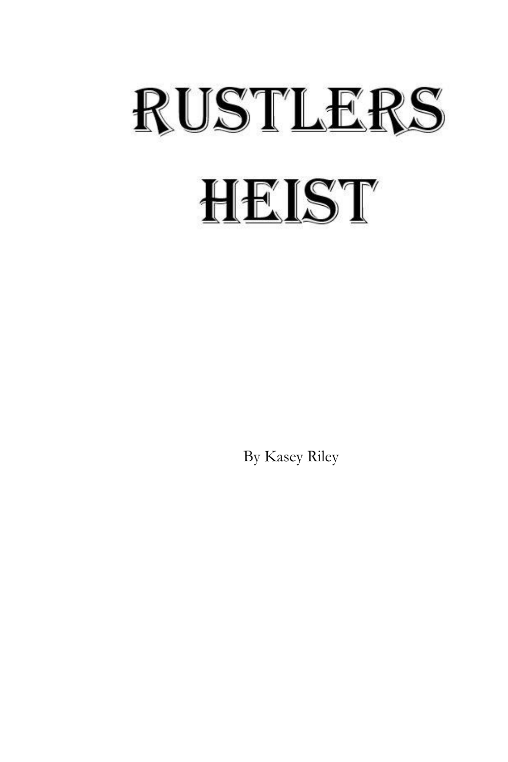# RUSTLERS HEIST

By Kasey Riley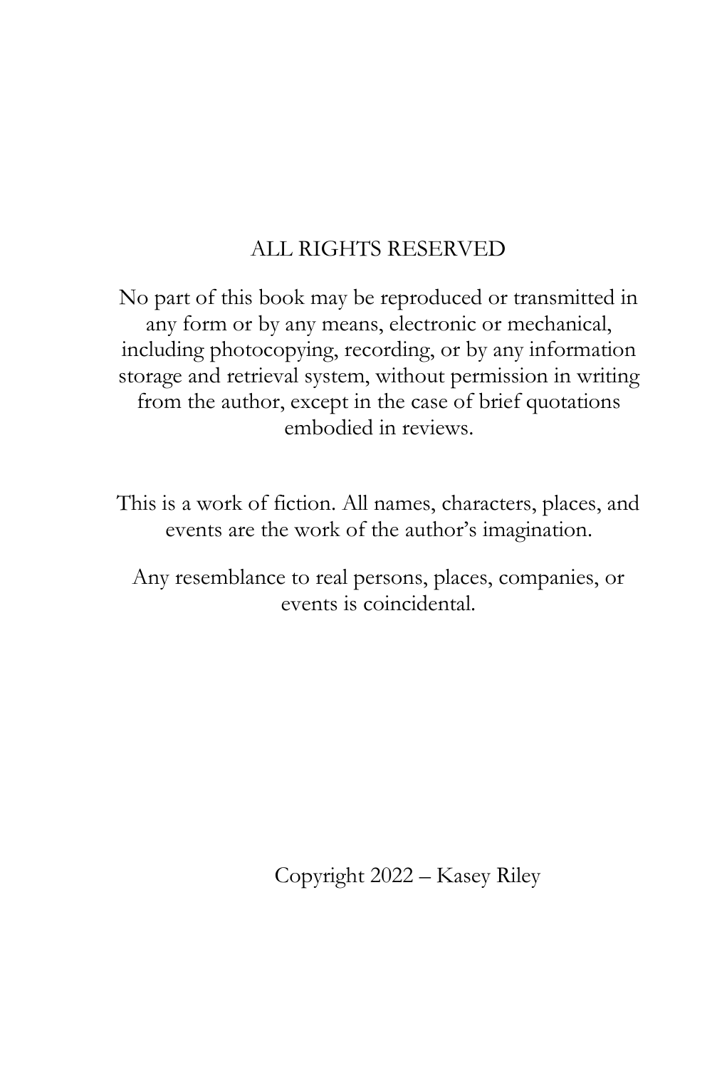ALL RIGHTS RESERVED

No part of this book may be reproduced or transmitted in any form or by any means, electronic or mechanical, including photocopying, recording, or by any information storage and retrieval system, without permission in writing from the author, except in the case of brief quotations embodied in reviews.

This is a work of fiction. All names, characters, places, and events are the work of the author's imagination.

Any resemblance to real persons, places, companies, or events is coincidental.

Copyright 2022 – Kasey Riley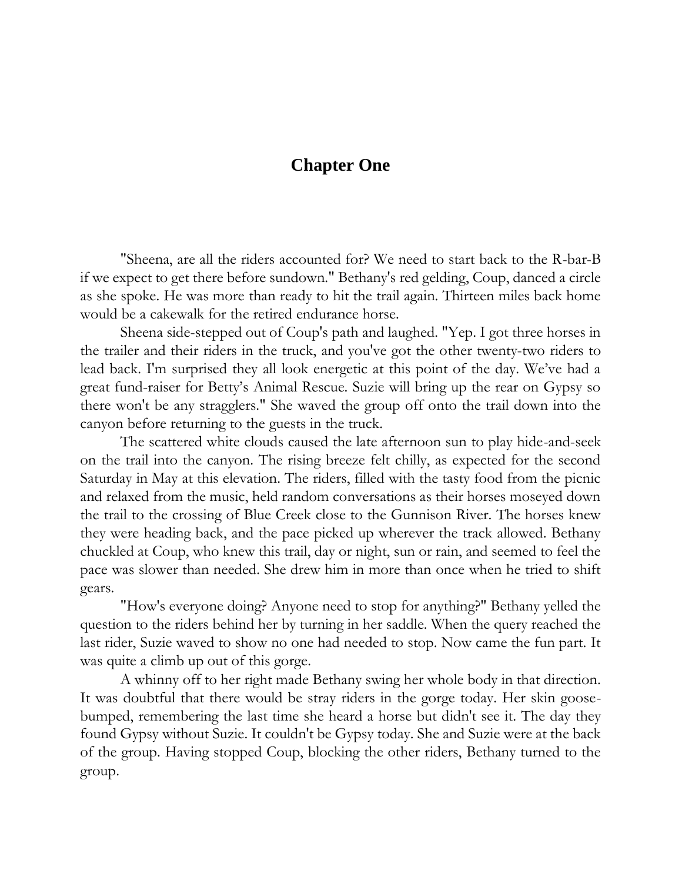# Chapter One

"Sheena, are all the riders accounted for? We need to start back to the R-bar-B if we expect to get there before sundown." Bethany's red gelding, Coup, danced a circle as she spoke. He was more than ready to hit the trail again. Thirteen miles back home would be a cakewalk for the retired endurance horse.

Sheena side-stepped out of Coup's path and laughed. "Yep. I got three horses in the trailer and their riders in the truck, and you've got the other twenty-two riders to lead back. I'm surprised they all look energetic at this point of the day. We've had a great fund-raiser for Betty's Animal Rescue. Suzie will bring up the rear on Gypsy so there won't be any stragglers." She waved the group off onto the trail down into the canyon before returning to the guests in the truck.

The scattered white clouds caused the late afternoon sun to play hide-and-seek on the trail into the canyon. The rising breeze felt chilly, as expected for the second Saturday in May at this elevation. The riders, filled with the tasty food from the picnic and relaxed from the music, held random conversations as their horses moseyed down the trail to the crossing of Blue Creek close to the Gunnison River. The horses knew they were heading back, and the pace picked up wherever the track allowed. Bethany chuckled at Coup, who knew this trail, day or night, sun or rain, and seemed to feel the pace was slower than needed. She drew him in more than once when he tried to shift gears.

"How's everyone doing? Anyone need to stop for anything?" Bethany yelled the question to the riders behind her by turning in her saddle. When the query reached the last rider, Suzie waved to show no one had needed to stop. Now came the fun part. It was quite a climb up out of this gorge.

A whinny off to her right made Bethany swing her whole body in that direction. It was doubtful that there would be stray riders in the gorge today. Her skin goose-bumped, remembering the last time she heard a horse but didn't see it. The day they found Gypsy without Suzie. It couldn't be Gypsy today. She and Suzie were at the back of the group. Having stopped Coup, blocking the other riders, Bethany turned to the group.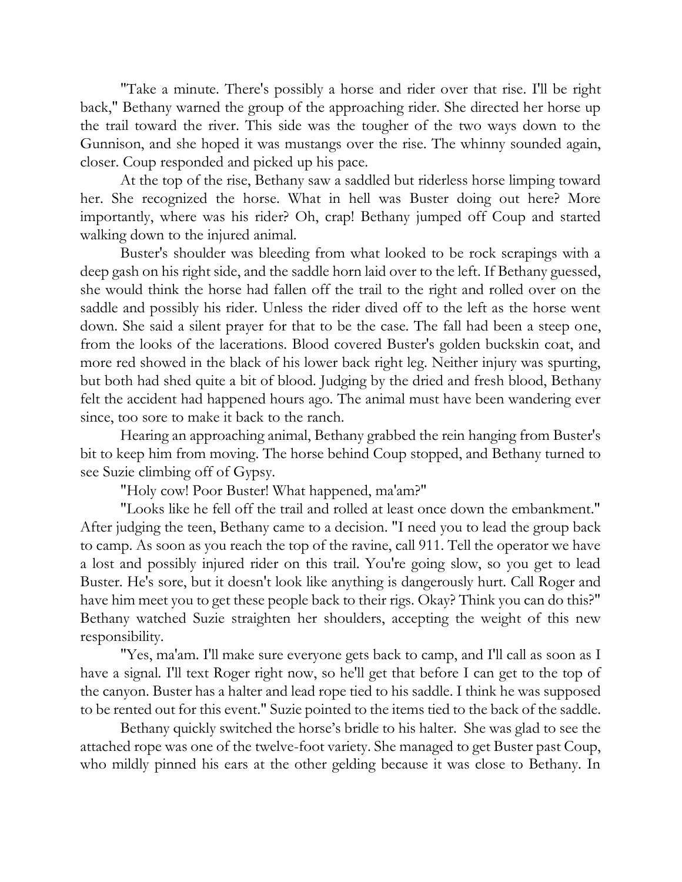"Take a minute. There's possibly a horse and rider over that rise. I'll be right back," Bethany warned the group of the approaching rider. She directed her horse up the trail toward the river. This side was the tougher of the two ways down to the Gunnison, and she hoped it was mustangs over the rise. The whinny sounded again, closer. Coup responded and picked up his pace.

At the top of the rise, Bethany saw a saddled but riderless horse limping toward her. She recognized the horse. What in hell was Buster doing out here? More importantly, where was his rider? Oh, crap! Bethany jumped off Coup and started walking down to the injured animal.

Buster's shoulder was bleeding from what looked to be rock scrapings with a deep gash on his right side, and the saddle horn laid over to the left. If Bethany guessed, she would think the horse had fallen off the trail to the right and rolled over on the saddle and possibly his rider. Unless the rider dived off to the left as the horse went down. She said a silent prayer for that to be the case. The fall had been a steep one, from the looks of the lacerations. Blood covered Buster's golden buckskin coat, and more red showed in the black of his lower back right leg. Neither injury was spurting, but both had shed quite a bit of blood. Judging by the dried and fresh blood, Bethany felt the accident had happened hours ago. The animal must have been wandering ever since, too sore to make it back to the ranch.

Hearing an approaching animal, Bethany grabbed the rein hanging from Buster's bit to keep him from moving. The horse behind Coup stopped, and Bethany turned to see Suzie climbing off of Gypsy.

"Holy cow! Poor Buster! What happened, ma'am?"

"Looks like he fell off the trail and rolled at least once down the embankment." After judging the teen, Bethany came to a decision. "I need you to lead the group back to camp. As soon as you reach the top of the ravine, call 911. Tell the operator we have a lost and possibly injured rider on this trail. You're going slow, so you get to lead Buster. He's sore, but it doesn't look like anything is dangerously hurt. Call Roger and have him meet you to get these people back to their rigs. Okay? Think you can do this?" Bethany watched Suzie straighten her shoulders, accepting the weight of this new responsibility.

"Yes, ma'am. I'll make sure everyone gets back to camp, and I'll call as soon as I have a signal. I'll text Roger right now, so he'll get that before I can get to the top of the canyon. Buster has a halter and lead rope tied to his saddle. I think he was supposed to be rented out for this event." Suzie pointed to the items tied to the back of the saddle.

Bethany quickly switched the horse's bridle to his halter. She was glad to see the attached rope was one of the twelve-foot variety. She managed to get Buster past Coup, who mildly pinned his ears at the other gelding because it was close to Bethany. In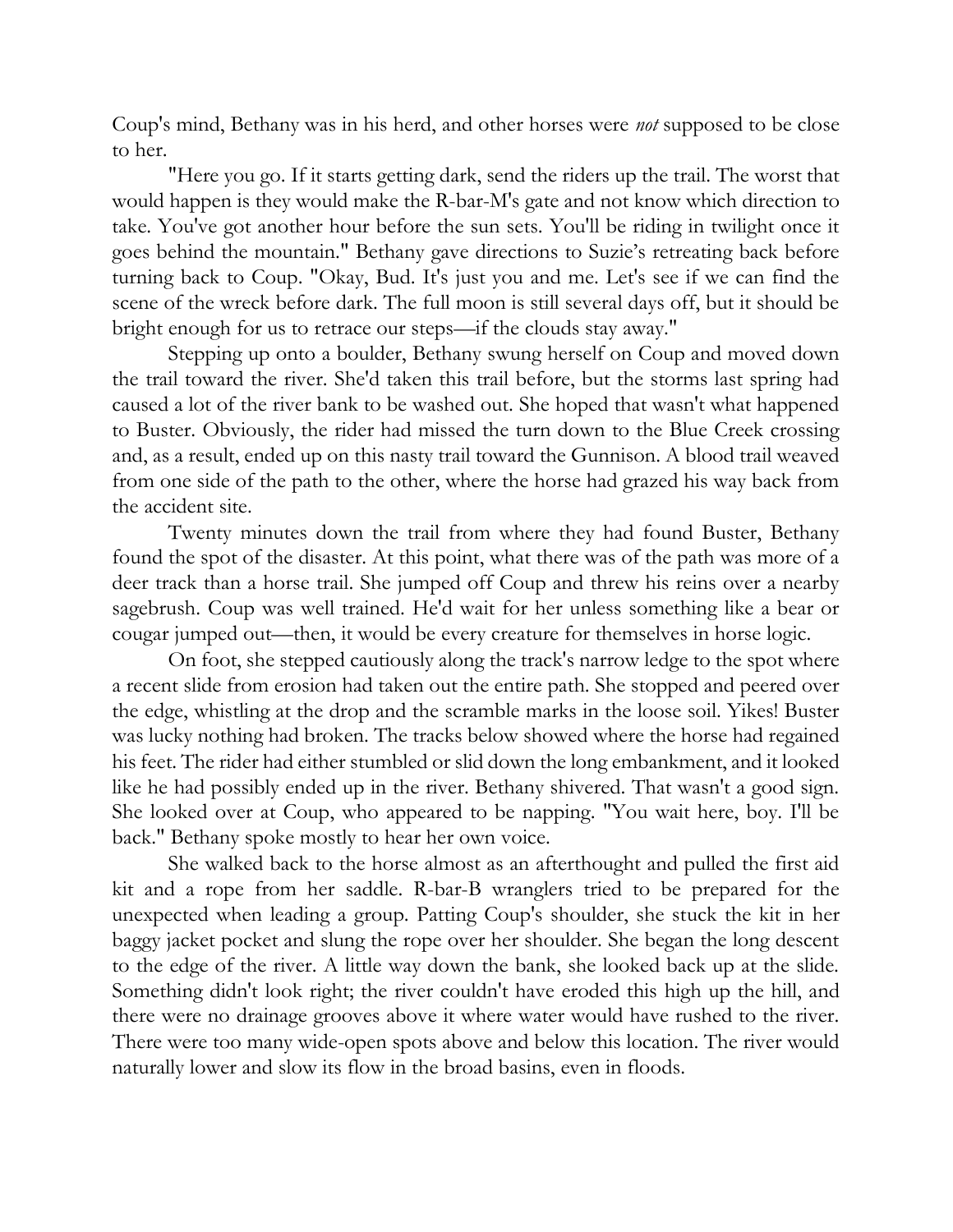Coup's mind, Bethany was in his herd, and other horses were *not* supposed to be close to her.

"Here you go. If it starts getting dark, send the riders up the trail. The worst that would happen is they would make the R-bar-M's gate and not know which direction to take. You've got another hour before the sun sets. You'll be riding in twilight once it goes behind the mountain." Bethany gave directions to Suzie's retreating back before turning back to Coup. "Okay, Bud. It's just you and me. Let's see if we can find the scene of the wreck before dark. The full moon is still several days off, but it should be bright enough for us to retrace our steps—if the clouds stay away."

Stepping up onto a boulder, Bethany swung herself on Coup and moved down the trail toward the river. She'd taken this trail before, but the storms last spring had caused a lot of the river bank to be washed out. She hoped that wasn't what happened to Buster. Obviously, the rider had missed the turn down to the Blue Creek crossing and, as a result, ended up on this nasty trail toward the Gunnison. A blood trail weaved from one side of the path to the other, where the horse had grazed his way back from the accident site.

Twenty minutes down the trail from where they had found Buster, Bethany found the spot of the disaster. At this point, what there was of the path was more of a deer track than a horse trail. She jumped off Coup and threw his reins over a nearby sagebrush. Coup was well trained. He'd wait for her unless something like a bear or cougar jumped out—then, it would be every creature for themselves in horse logic.

On foot, she stepped cautiously along the track's narrow ledge to the spot where a recent slide from erosion had taken out the entire path. She stopped and peered over the edge, whistling at the drop and the scramble marks in the loose soil. Yikes! Buster was lucky nothing had broken. The tracks below showed where the horse had regained his feet. The rider had either stumbled or slid down the long embankment, and it looked like he had possibly ended up in the river. Bethany shivered. That wasn't a good sign. She looked over at Coup, who appeared to be napping. "You wait here, boy. I'll be back." Bethany spoke mostly to hear her own voice.

She walked back to the horse almost as an afterthought and pulled the first aid kit and a rope from her saddle. R-bar-B wranglers tried to be prepared for the unexpected when leading a group. Patting Coup's shoulder, she stuck the kit in her baggy jacket pocket and slung the rope over her shoulder. She began the long descent to the edge of the river. A little way down the bank, she looked back up at the slide. Something didn't look right; the river couldn't have eroded this high up the hill, and there were no drainage grooves above it where water would have rushed to the river. There were too many wide-open spots above and below this location. The river would naturally lower and slow its flow in the broad basins, even in floods.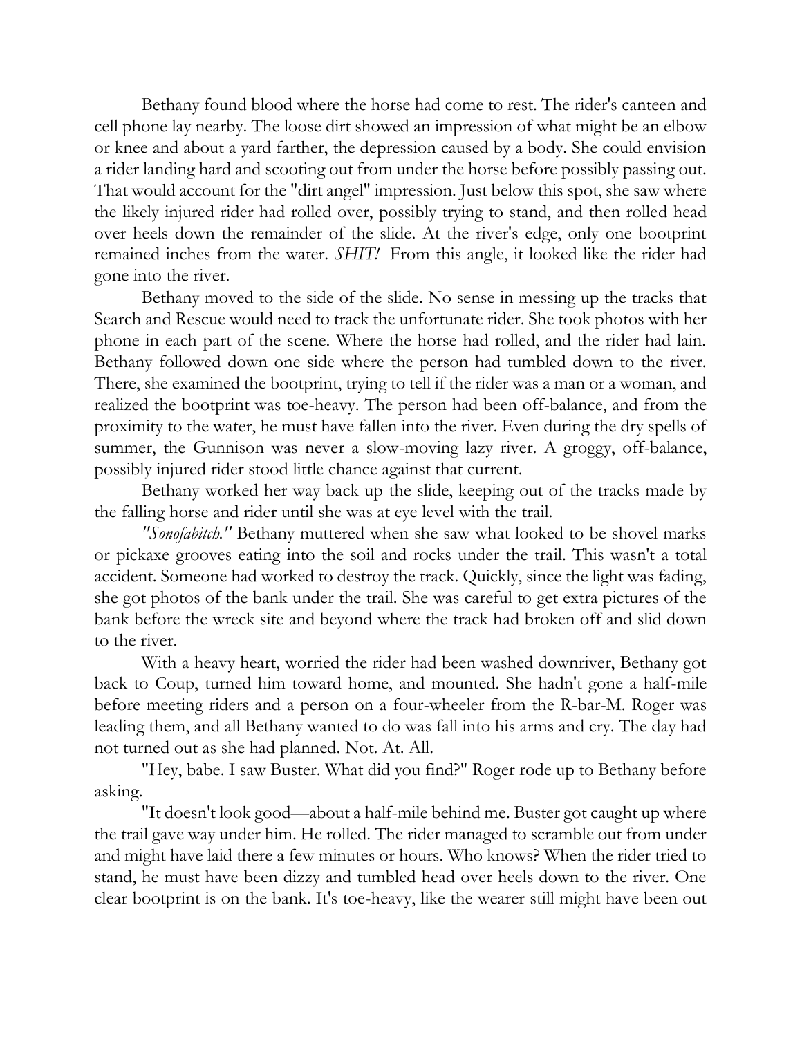Bethany found blood where the horse had come to rest. The rider's canteen and cell phone lay nearby. The loose dirt showed an impression of what might be an elbow or knee and about a yard farther, the depression caused by a body. She could envision a rider landing hard and scooting out from under the horse before possibly passing out. That would account for the "dirt angel" impression. Just below this spot, she saw where the likely injured rider had rolled over, possibly trying to stand, and then rolled head over heels down the remainder of the slide. At the river's edge, only one bootprint remained inches from the water. *SHIT!* From this angle, it looked like the rider had gone into the river.

Bethany moved to the side of the slide. No sense in messing up the tracks that Search and Rescue would need to track the unfortunate rider. She took photos with her phone in each part of the scene. Where the horse had rolled, and the rider had lain. Bethany followed down one side where the person had tumbled down to the river. There, she examined the bootprint, trying to tell if the rider was a man or a woman, and realized the bootprint was toe-heavy. The person had been off-balance, and from the proximity to the water, he must have fallen into the river. Even during the dry spells of summer, the Gunnison was never a slow-moving lazy river. A groggy, off-balance, possibly injured rider stood little chance against that current.

Bethany worked her way back up the slide, keeping out of the tracks made by the falling horse and rider until she was at eye level with the trail.

*"Sonofabitch."* Bethany muttered when she saw what looked to be shovel marks or pickaxe grooves eating into the soil and rocks under the trail. This wasn't a total accident. Someone had worked to destroy the track. Quickly, since the light was fading, she got photos of the bank under the trail. She was careful to get extra pictures of the bank before the wreck site and beyond where the track had broken off and slid down to the river.

With a heavy heart, worried the rider had been washed downriver, Bethany got back to Coup, turned him toward home, and mounted. She hadn't gone a half-mile before meeting riders and a person on a four-wheeler from the R-bar-M. Roger was leading them, and all Bethany wanted to do was fall into his arms and cry. The day had not turned out as she had planned. Not. At. All.

"Hey, babe. I saw Buster. What did you find?" Roger rode up to Bethany before asking.

"It doesn't look good—about a half-mile behind me. Buster got caught up where the trail gave way under him. He rolled. The rider managed to scramble out from under and might have laid there a few minutes or hours. Who knows? When the rider tried to stand, he must have been dizzy and tumbled head over heels down to the river. One clear bootprint is on the bank. It's toe-heavy, like the wearer still might have been out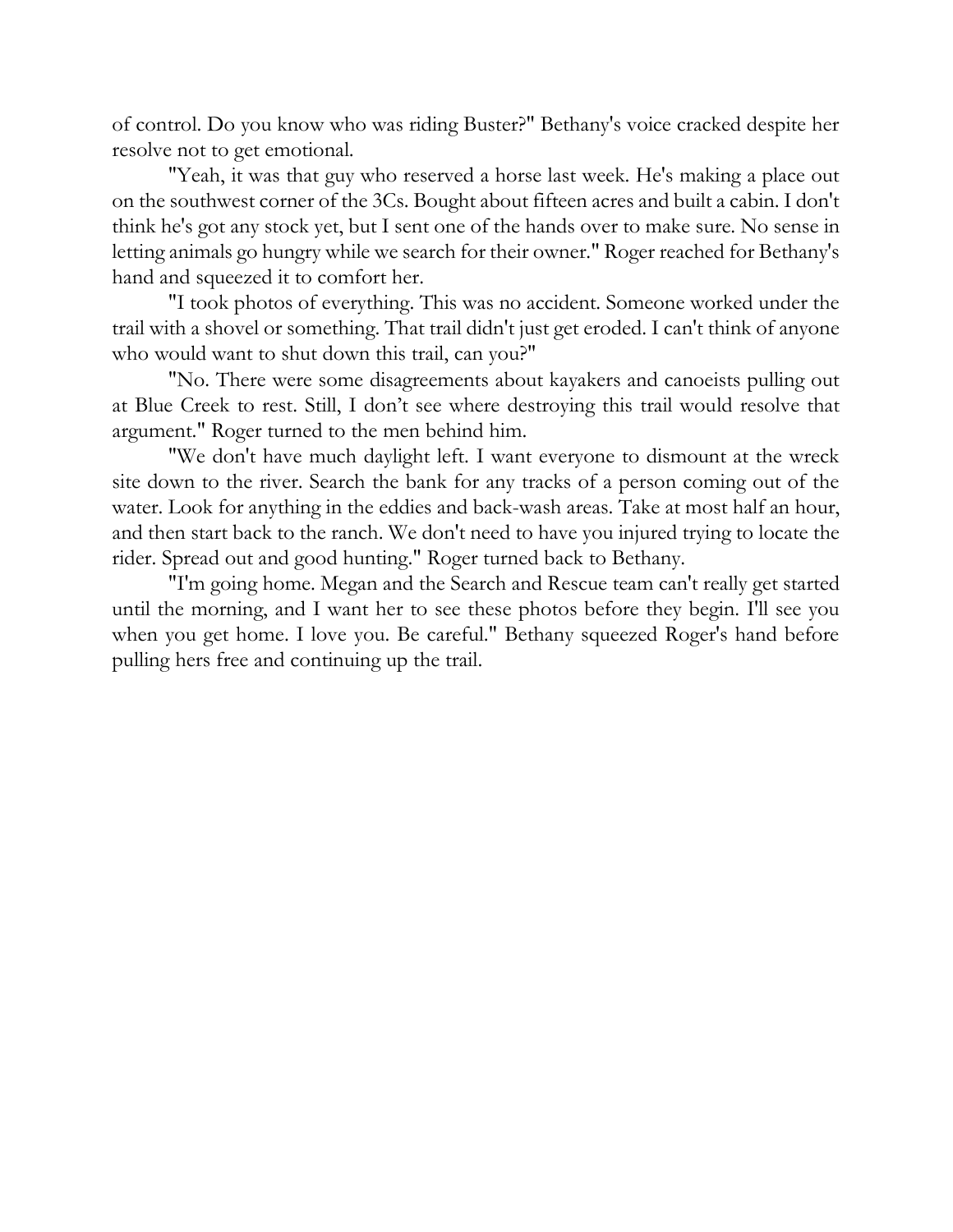of control. Do you know who was riding Buster?" Bethany's voice cracked despite her resolve not to get emotional.

"Yeah, it was that guy who reserved a horse last week. He's making a place out on the southwest corner of the 3Cs. Bought about fifteen acres and built a cabin. I don't think he's got any stock yet, but I sent one of the hands over to make sure. No sense in letting animals go hungry while we search for their owner." Roger reached for Bethany's hand and squeezed it to comfort her.

"I took photos of everything. This was no accident. Someone worked under the trail with a shovel or something. That trail didn't just get eroded. I can't think of anyone who would want to shut down this trail, can you?"

"No. There were some disagreements about kayakers and canoeists pulling out at Blue Creek to rest. Still, I don't see where destroying this trail would resolve that argument." Roger turned to the men behind him.

"We don't have much daylight left. I want everyone to dismount at the wreck site down to the river. Search the bank for any tracks of a person coming out of the water. Look for anything in the eddies and back-wash areas. Take at most half an hour, and then start back to the ranch. We don't need to have you injured trying to locate the rider. Spread out and good hunting." Roger turned back to Bethany.

"I'm going home. Megan and the Search and Rescue team can't really get started until the morning, and I want her to see these photos before they begin. I'll see you when you get home. I love you. Be careful." Bethany squeezed Roger's hand before pulling hers free and continuing up the trail.